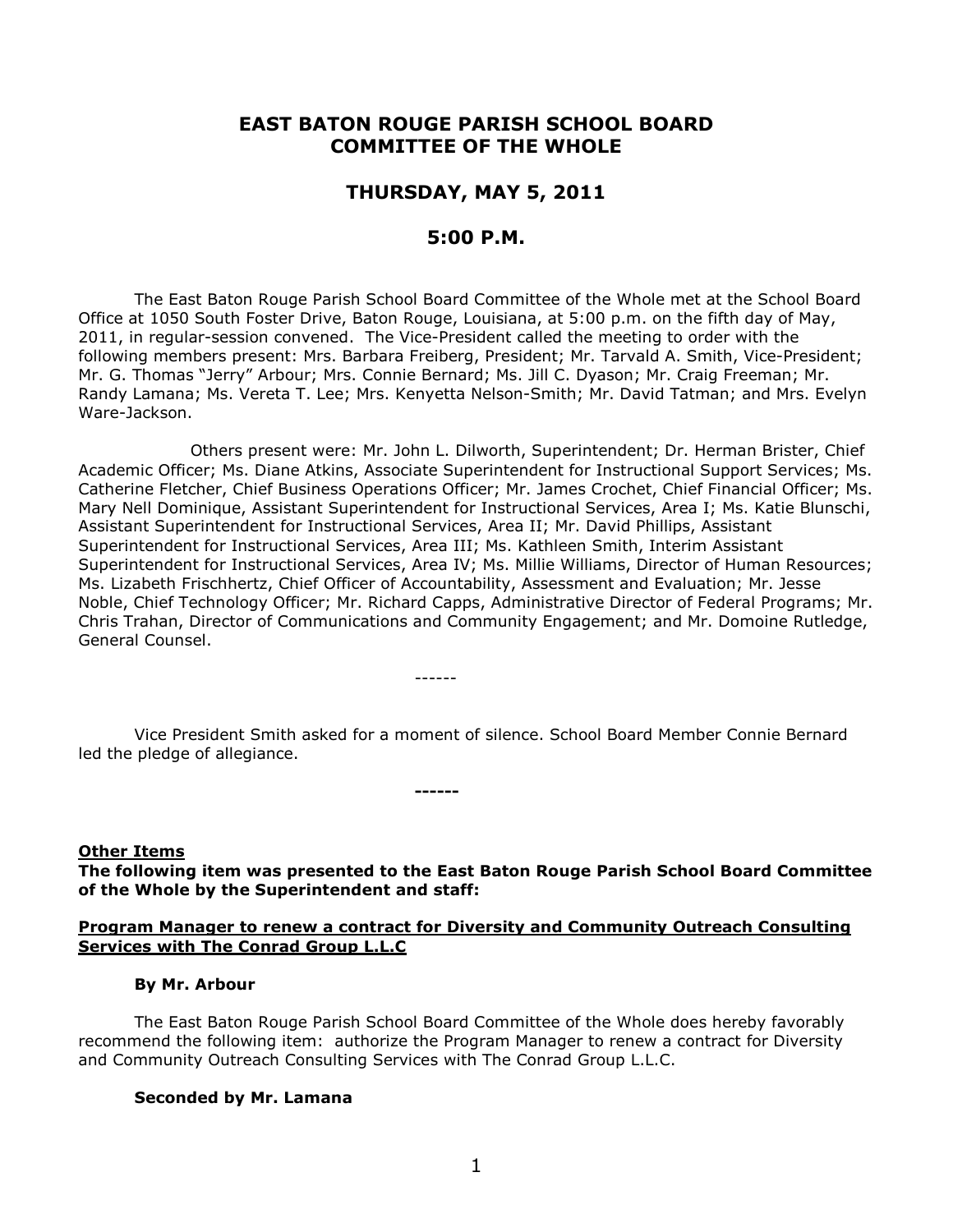# EAST BATON ROUGE PARISH SCHOOL BOARD
# COMMITTEE OF THE WHOLE

## THURSDAY, MAY 5, 2011

## 5:00 P.M.

The East Baton Rouge Parish School Board Committee of the Whole met at the School Board Office at 1050 South Foster Drive, Baton Rouge, Louisiana, at 5:00 p.m. on the fifth day of May, 2011, in regular-session convened. The Vice-President called the meeting to order with the following members present: Mrs. Barbara Freiberg, President; Mr. Tarvald A. Smith, Vice-President; Mr. G. Thomas "Jerry" Arbour; Mrs. Connie Bernard; Ms. Jill C. Dyason; Mr. Craig Freeman; Mr. Randy Lamana; Ms. Vereta T. Lee; Mrs. Kenyetta Nelson-Smith; Mr. David Tatman; and Mrs. Evelyn Ware-Jackson.

Others present were: Mr. John L. Dilworth, Superintendent; Dr. Herman Brister, Chief Academic Officer; Ms. Diane Atkins, Associate Superintendent for Instructional Support Services; Ms. Catherine Fletcher, Chief Business Operations Officer; Mr. James Crochet, Chief Financial Officer; Ms. Mary Nell Dominique, Assistant Superintendent for Instructional Services, Area I; Ms. Katie Blunschi, Assistant Superintendent for Instructional Services, Area II; Mr. David Phillips, Assistant Superintendent for Instructional Services, Area III; Ms. Kathleen Smith, Interim Assistant Superintendent for Instructional Services, Area IV; Ms. Millie Williams, Director of Human Resources; Ms. Lizabeth Frischhertz, Chief Officer of Accountability, Assessment and Evaluation; Mr. Jesse Noble, Chief Technology Officer; Mr. Richard Capps, Administrative Director of Federal Programs; Mr. Chris Trahan, Director of Communications and Community Engagement; and Mr. Domoine Rutledge, General Counsel.

------

Vice President Smith asked for a moment of silence. School Board Member Connie Bernard led the pledge of allegiance.

**------**

**<u>Other Items</u>**

**The following item was presented to the East Baton Rouge Parish School Board Committee of the Whole by the Superintendent and staff:**

**<u>Program Manager to renew a contract for Diversity and Community Outreach Consulting Services with The Conrad Group L.L.C</u>**

**By Mr. Arbour**

The East Baton Rouge Parish School Board Committee of the Whole does hereby favorably recommend the following item: authorize the Program Manager to renew a contract for Diversity and Community Outreach Consulting Services with The Conrad Group L.L.C.

**Seconded by Mr. Lamana**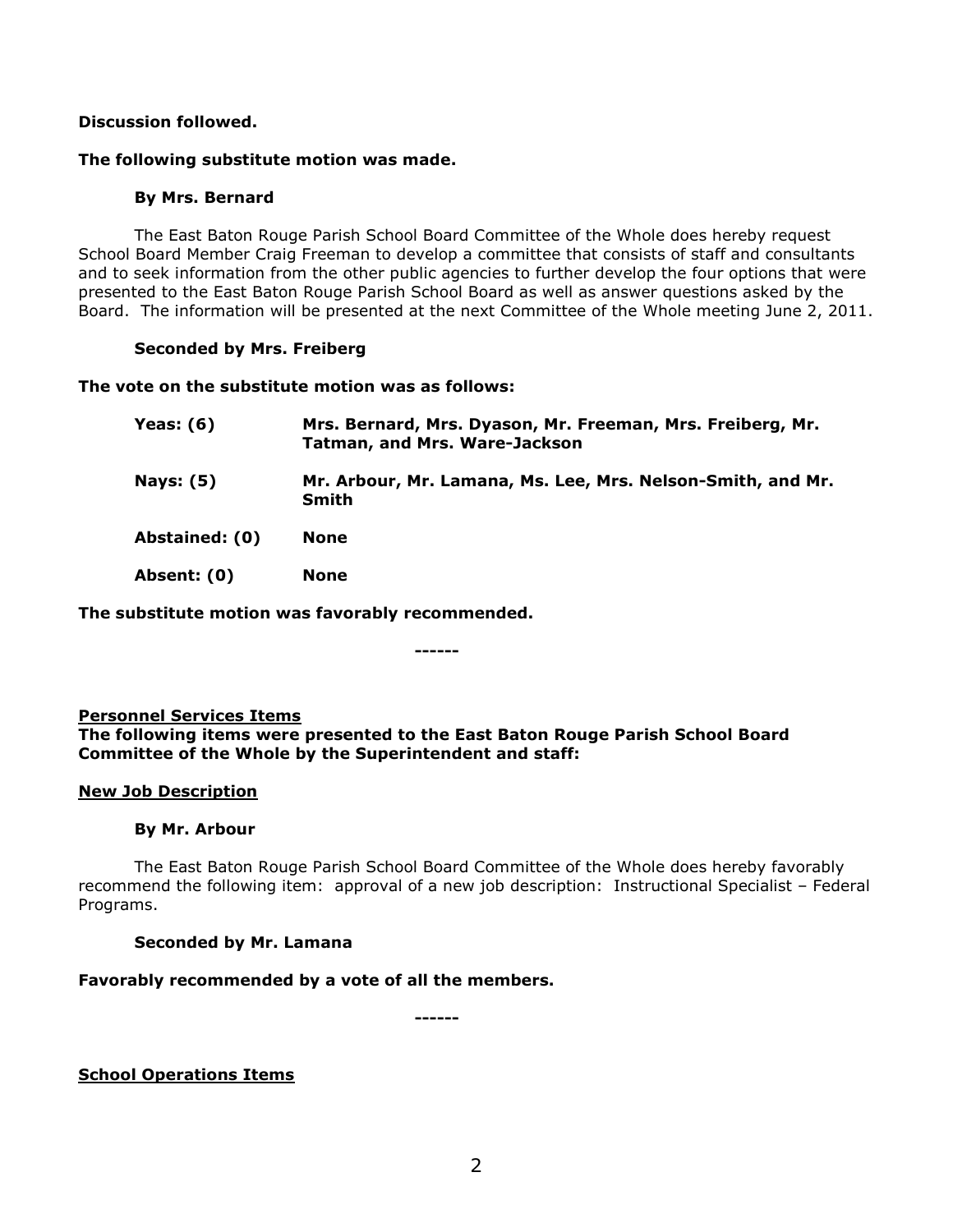**Discussion followed.**

**The following substitute motion was made.**

**By Mrs. Bernard**

The East Baton Rouge Parish School Board Committee of the Whole does hereby request School Board Member Craig Freeman to develop a committee that consists of staff and consultants and to seek information from the other public agencies to further develop the four options that were presented to the East Baton Rouge Parish School Board as well as answer questions asked by the Board. The information will be presented at the next Committee of the Whole meeting June 2, 2011.

**Seconded by Mrs. Freiberg**

**The vote on the substitute motion was as follows:**

| | |
|---|---|
| **Yeas: (6)** | **Mrs. Bernard, Mrs. Dyason, Mr. Freeman, Mrs. Freiberg, Mr. Tatman, and Mrs. Ware-Jackson** |
| **Nays: (5)** | **Mr. Arbour, Mr. Lamana, Ms. Lee, Mrs. Nelson-Smith, and Mr. Smith** |
| **Abstained: (0)** | **None** |
| **Absent: (0)** | **None** |

**The substitute motion was favorably recommended.**

**------**

**Personnel Services Items**

**The following items were presented to the East Baton Rouge Parish School Board Committee of the Whole by the Superintendent and staff:**

**New Job Description**

**By Mr. Arbour**

The East Baton Rouge Parish School Board Committee of the Whole does hereby favorably recommend the following item: approval of a new job description: Instructional Specialist – Federal Programs.

**Seconded by Mr. Lamana**

**Favorably recommended by a vote of all the members.**

**------**

**School Operations Items**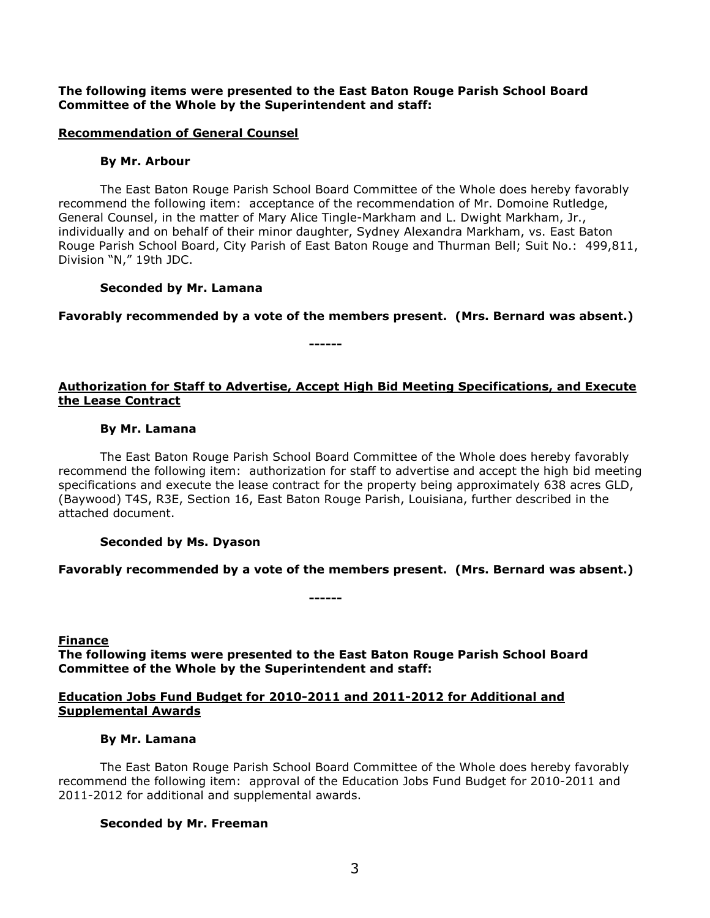**The following items were presented to the East Baton Rouge Parish School Board Committee of the Whole by the Superintendent and staff:**

**Recommendation of General Counsel**

**By Mr. Arbour**

The East Baton Rouge Parish School Board Committee of the Whole does hereby favorably recommend the following item: acceptance of the recommendation of Mr. Domoine Rutledge, General Counsel, in the matter of Mary Alice Tingle-Markham and L. Dwight Markham, Jr., individually and on behalf of their minor daughter, Sydney Alexandra Markham, vs. East Baton Rouge Parish School Board, City Parish of East Baton Rouge and Thurman Bell; Suit No.: 499,811, Division "N," 19th JDC.

**Seconded by Mr. Lamana**

**Favorably recommended by a vote of the members present. (Mrs. Bernard was absent.)**

------

**Authorization for Staff to Advertise, Accept High Bid Meeting Specifications, and Execute the Lease Contract**

**By Mr. Lamana**

The East Baton Rouge Parish School Board Committee of the Whole does hereby favorably recommend the following item: authorization for staff to advertise and accept the high bid meeting specifications and execute the lease contract for the property being approximately 638 acres GLD, (Baywood) T4S, R3E, Section 16, East Baton Rouge Parish, Louisiana, further described in the attached document.

**Seconded by Ms. Dyason**

**Favorably recommended by a vote of the members present. (Mrs. Bernard was absent.)**

------

**Finance**

**The following items were presented to the East Baton Rouge Parish School Board Committee of the Whole by the Superintendent and staff:**

**Education Jobs Fund Budget for 2010-2011 and 2011-2012 for Additional and Supplemental Awards**

**By Mr. Lamana**

The East Baton Rouge Parish School Board Committee of the Whole does hereby favorably recommend the following item: approval of the Education Jobs Fund Budget for 2010-2011 and 2011-2012 for additional and supplemental awards.

**Seconded by Mr. Freeman**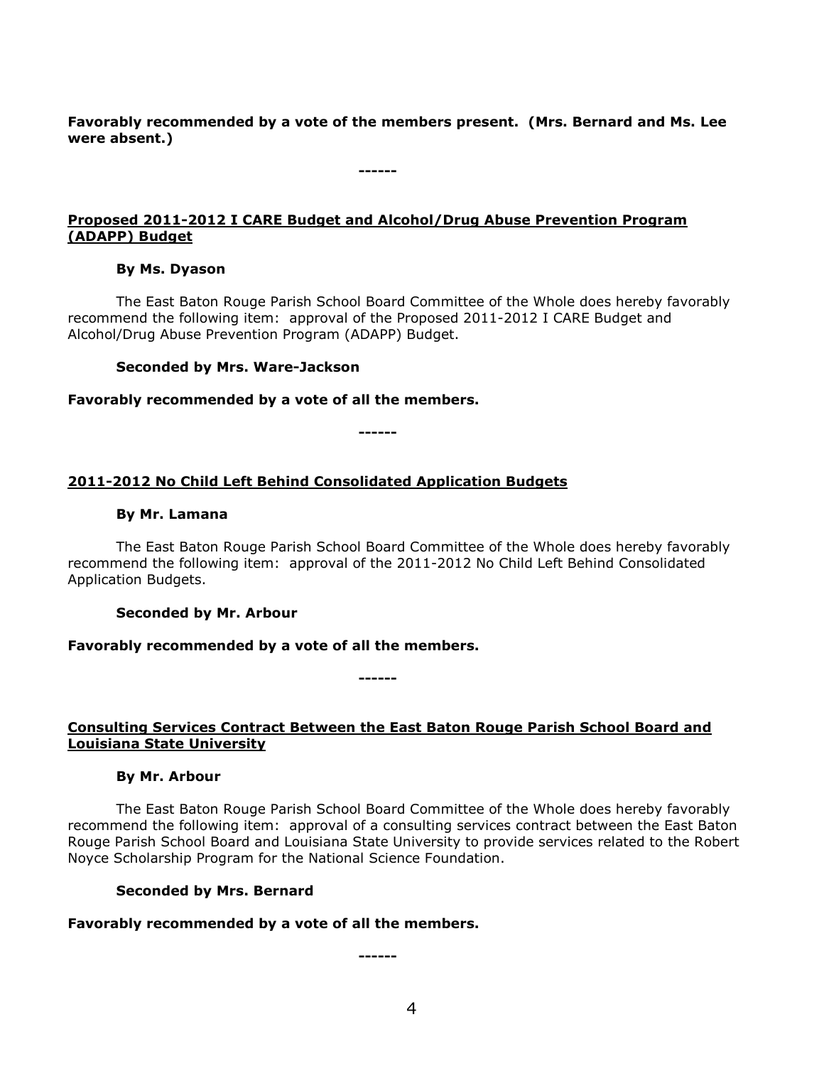**Favorably recommended by a vote of the members present. (Mrs. Bernard and Ms. Lee were absent.)**

**------**

**<u>Proposed 2011-2012 I CARE Budget and Alcohol/Drug Abuse Prevention Program (ADAPP) Budget</u>**

**By Ms. Dyason**

The East Baton Rouge Parish School Board Committee of the Whole does hereby favorably recommend the following item: approval of the Proposed 2011-2012 I CARE Budget and Alcohol/Drug Abuse Prevention Program (ADAPP) Budget.

**Seconded by Mrs. Ware-Jackson**

**Favorably recommended by a vote of all the members.**

**------**

**<u>2011-2012 No Child Left Behind Consolidated Application Budgets</u>**

**By Mr. Lamana**

The East Baton Rouge Parish School Board Committee of the Whole does hereby favorably recommend the following item: approval of the 2011-2012 No Child Left Behind Consolidated Application Budgets.

**Seconded by Mr. Arbour**

**Favorably recommended by a vote of all the members.**

**------**

**<u>Consulting Services Contract Between the East Baton Rouge Parish School Board and Louisiana State University</u>**

**By Mr. Arbour**

The East Baton Rouge Parish School Board Committee of the Whole does hereby favorably recommend the following item: approval of a consulting services contract between the East Baton Rouge Parish School Board and Louisiana State University to provide services related to the Robert Noyce Scholarship Program for the National Science Foundation.

**Seconded by Mrs. Bernard**

**Favorably recommended by a vote of all the members.**

**------**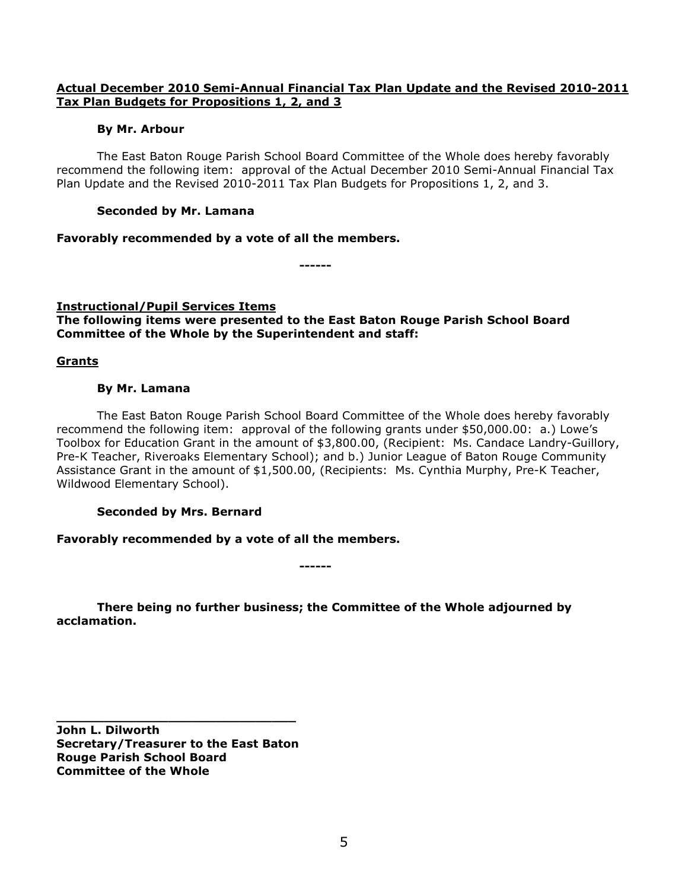**<u>Actual December 2010 Semi-Annual Financial Tax Plan Update and the Revised 2010-2011 Tax Plan Budgets for Propositions 1, 2, and 3</u>**

**By Mr. Arbour**

The East Baton Rouge Parish School Board Committee of the Whole does hereby favorably recommend the following item: approval of the Actual December 2010 Semi-Annual Financial Tax Plan Update and the Revised 2010-2011 Tax Plan Budgets for Propositions 1, 2, and 3.

**Seconded by Mr. Lamana**

**Favorably recommended by a vote of all the members.**

**------**

**<u>Instructional/Pupil Services Items</u>**
**The following items were presented to the East Baton Rouge Parish School Board Committee of the Whole by the Superintendent and staff:**

**<u>Grants</u>**

**By Mr. Lamana**

The East Baton Rouge Parish School Board Committee of the Whole does hereby favorably recommend the following item: approval of the following grants under $50,000.00: a.) Lowe's Toolbox for Education Grant in the amount of $3,800.00, (Recipient: Ms. Candace Landry-Guillory, Pre-K Teacher, Riveroaks Elementary School); and b.) Junior League of Baton Rouge Community Assistance Grant in the amount of $1,500.00, (Recipients: Ms. Cynthia Murphy, Pre-K Teacher, Wildwood Elementary School).

**Seconded by Mrs. Bernard**

**Favorably recommended by a vote of all the members.**

**------**

**There being no further business; the Committee of the Whole adjourned by acclamation.**

**\_\_\_\_\_\_\_\_\_\_\_\_\_\_\_\_\_\_\_\_\_\_\_\_\_\_\_\_\_\_\_\_**
**John L. Dilworth**
**Secretary/Treasurer to the East Baton Rouge Parish School Board**
**Committee of the Whole**